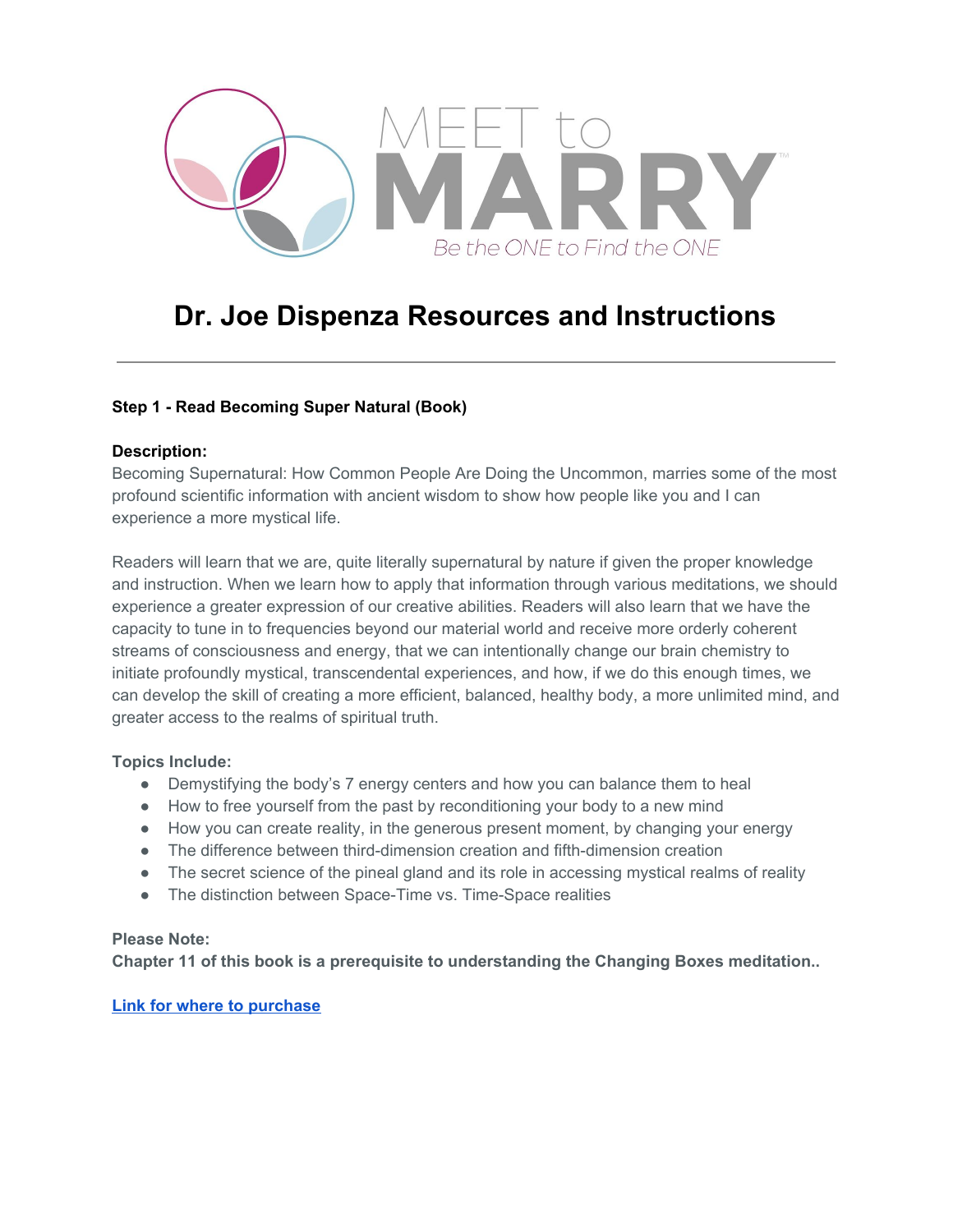MEET to MARRY™

*Be the ONE to Find the ONE*

# Dr. Joe Dispenza Resources and Instructions

---

**Step 1 - Read Becoming Super Natural (Book)**

**Description:**

Becoming Supernatural: How Common People Are Doing the Uncommon, marries some of the most profound scientific information with ancient wisdom to show how people like you and I can experience a more mystical life.

Readers will learn that we are, quite literally supernatural by nature if given the proper knowledge and instruction. When we learn how to apply that information through various meditations, we should experience a greater expression of our creative abilities. Readers will also learn that we have the capacity to tune in to frequencies beyond our material world and receive more orderly coherent streams of consciousness and energy, that we can intentionally change our brain chemistry to initiate profoundly mystical, transcendental experiences, and how, if we do this enough times, we can develop the skill of creating a more efficient, balanced, healthy body, a more unlimited mind, and greater access to the realms of spiritual truth.

**Topics Include:**

- Demystifying the body's 7 energy centers and how you can balance them to heal
- How to free yourself from the past by reconditioning your body to a new mind
- How you can create reality, in the generous present moment, by changing your energy
- The difference between third-dimension creation and fifth-dimension creation
- The secret science of the pineal gland and its role in accessing mystical realms of reality
- The distinction between Space-Time vs. Time-Space realities

**Please Note:**

**Chapter 11 of this book is a prerequisite to understanding the Changing Boxes meditation..**

**Link for where to purchase**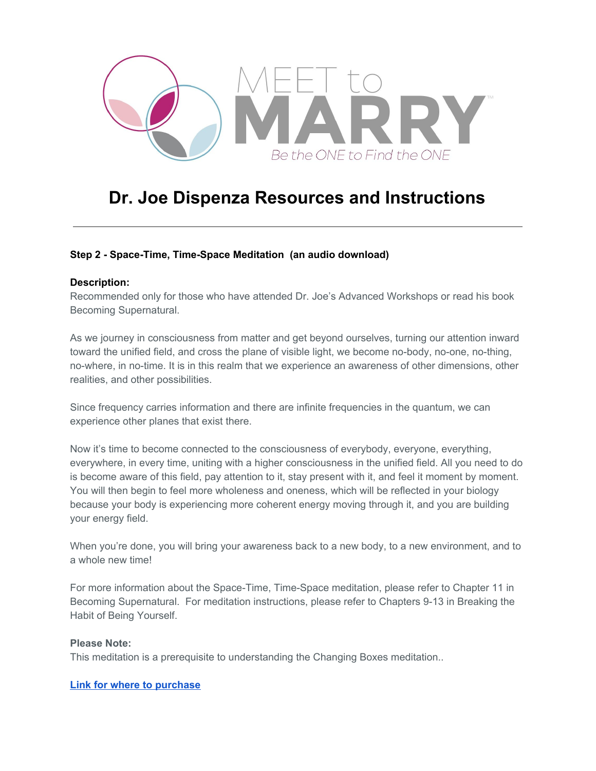# Dr. Joe Dispenza Resources and Instructions

---

**Step 2 - Space-Time, Time-Space Meditation (an audio download)**

**Description:**
Recommended only for those who have attended Dr. Joe's Advanced Workshops or read his book Becoming Supernatural.

As we journey in consciousness from matter and get beyond ourselves, turning our attention inward toward the unified field, and cross the plane of visible light, we become no-body, no-one, no-thing, no-where, in no-time. It is in this realm that we experience an awareness of other dimensions, other realities, and other possibilities.

Since frequency carries information and there are infinite frequencies in the quantum, we can experience other planes that exist there.

Now it's time to become connected to the consciousness of everybody, everyone, everything, everywhere, in every time, uniting with a higher consciousness in the unified field. All you need to do is become aware of this field, pay attention to it, stay present with it, and feel it moment by moment. You will then begin to feel more wholeness and oneness, which will be reflected in your biology because your body is experiencing more coherent energy moving through it, and you are building your energy field.

When you're done, you will bring your awareness back to a new body, to a new environment, and to a whole new time!

For more information about the Space-Time, Time-Space meditation, please refer to Chapter 11 in Becoming Supernatural. For meditation instructions, please refer to Chapters 9-13 in Breaking the Habit of Being Yourself.

**Please Note:**
This meditation is a prerequisite to understanding the Changing Boxes meditation..

**Link for where to purchase**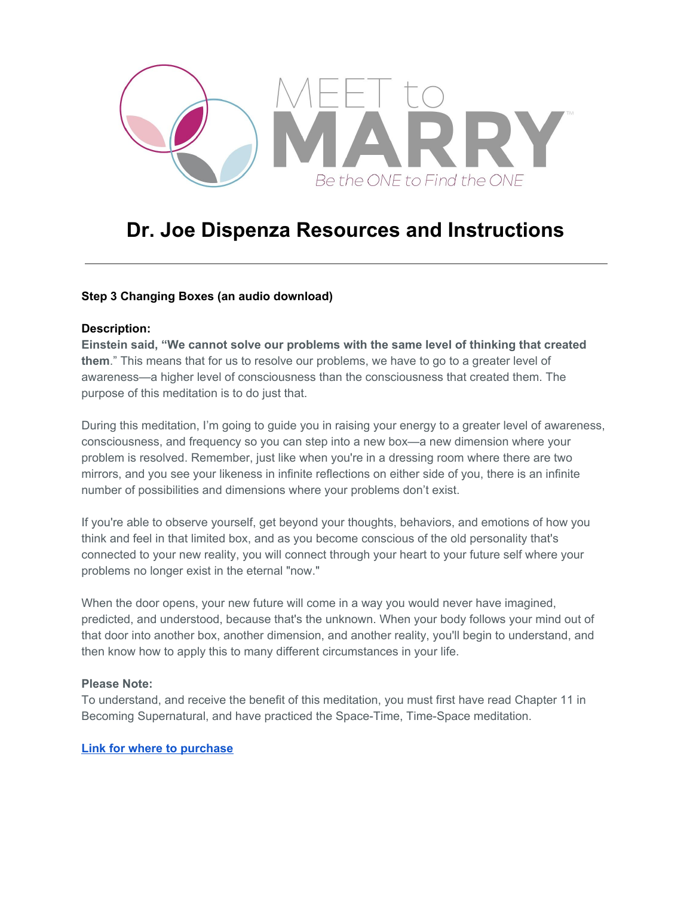MEET to MARRY™

*Be the ONE to Find the ONE*

# Dr. Joe Dispenza Resources and Instructions

---

**Step 3 Changing Boxes (an audio download)**

**Description:**

**Einstein said, "We cannot solve our problems with the same level of thinking that created them**." This means that for us to resolve our problems, we have to go to a greater level of awareness—a higher level of consciousness than the consciousness that created them. The purpose of this meditation is to do just that.

During this meditation, I'm going to guide you in raising your energy to a greater level of awareness, consciousness, and frequency so you can step into a new box—a new dimension where your problem is resolved. Remember, just like when you're in a dressing room where there are two mirrors, and you see your likeness in infinite reflections on either side of you, there is an infinite number of possibilities and dimensions where your problems don't exist.

If you're able to observe yourself, get beyond your thoughts, behaviors, and emotions of how you think and feel in that limited box, and as you become conscious of the old personality that's connected to your new reality, you will connect through your heart to your future self where your problems no longer exist in the eternal "now."

When the door opens, your new future will come in a way you would never have imagined, predicted, and understood, because that's the unknown. When your body follows your mind out of that door into another box, another dimension, and another reality, you'll begin to understand, and then know how to apply this to many different circumstances in your life.

**Please Note:**

To understand, and receive the benefit of this meditation, you must first have read Chapter 11 in Becoming Supernatural, and have practiced the Space-Time, Time-Space meditation.

**Link for where to purchase**